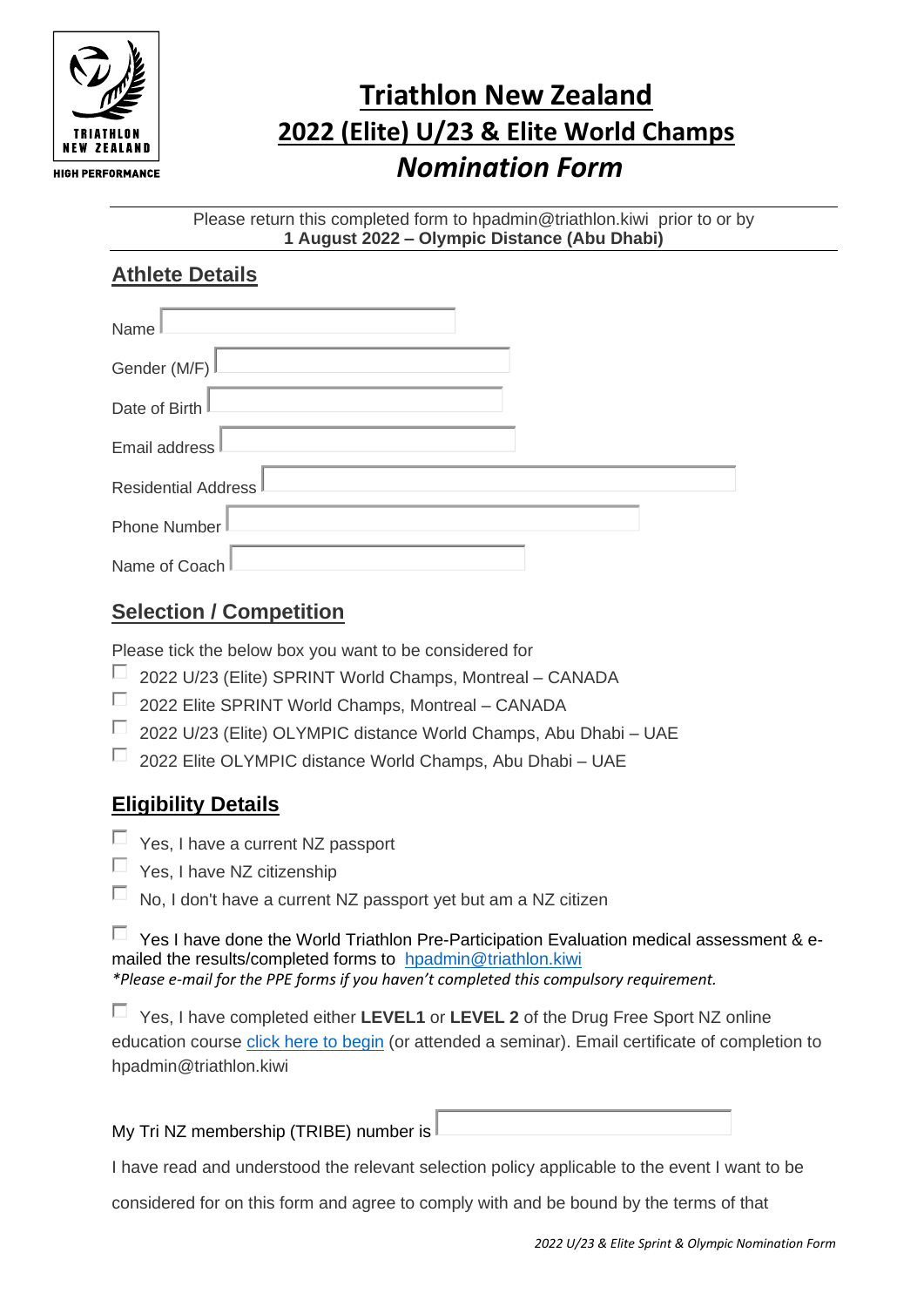# Triathlon New Zealand
## 2022 (Elite) U/23 & Elite World Champs
## *Nomination Form*

Please return this completed form to hpadmin@triathlon.kiwi prior to or by
**1 August 2022 – Olympic Distance (Abu Dhabi)**

## Athlete Details

Name

Gender (M/F)

Date of Birth

Email address

Residential Address

Phone Number

Name of Coach

## Selection / Competition

Please tick the below box you want to be considered for

- ☐ 2022 U/23 (Elite) SPRINT World Champs, Montreal – CANADA
- ☐ 2022 Elite SPRINT World Champs, Montreal – CANADA
- ☐ 2022 U/23 (Elite) OLYMPIC distance World Champs, Abu Dhabi – UAE
- ☐ 2022 Elite OLYMPIC distance World Champs, Abu Dhabi – UAE

## Eligibility Details

- ☐ Yes, I have a current NZ passport
- ☐ Yes, I have NZ citizenship
- ☐ No, I don't have a current NZ passport yet but am a NZ citizen

☐ Yes I have done the World Triathlon Pre-Participation Evaluation medical assessment & e-mailed the results/completed forms to hpadmin@triathlon.kiwi
*\*Please e-mail for the PPE forms if you haven't completed this compulsory requirement.*

☐ Yes, I have completed either **LEVEL1** or **LEVEL 2** of the Drug Free Sport NZ online education course click here to begin (or attended a seminar). Email certificate of completion to hpadmin@triathlon.kiwi

My Tri NZ membership (TRIBE) number is

I have read and understood the relevant selection policy applicable to the event I want to be considered for on this form and agree to comply with and be bound by the terms of that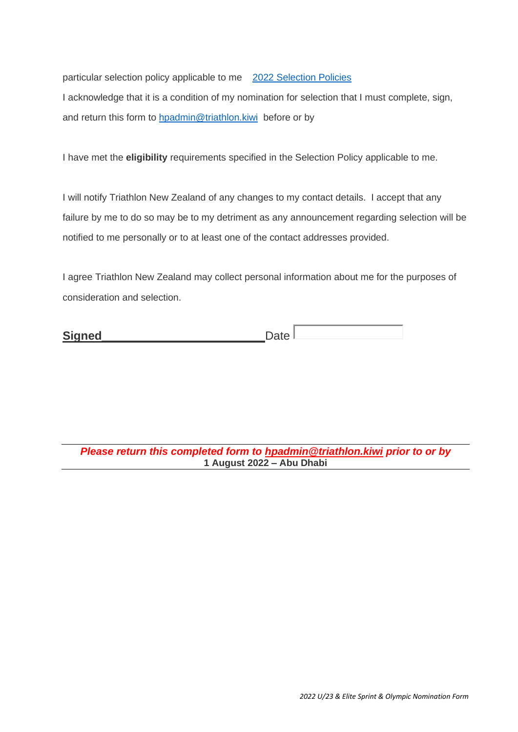particular selection policy applicable to me [2022 Selection Policies]

I acknowledge that it is a condition of my nomination for selection that I must complete, sign, and return this form to hpadmin@triathlon.kiwi before or by

I have met the **eligibility** requirements specified in the Selection Policy applicable to me.

I will notify Triathlon New Zealand of any changes to my contact details. I accept that any failure by me to do so may be to my detriment as any announcement regarding selection will be notified to me personally or to at least one of the contact addresses provided.

I agree Triathlon New Zealand may collect personal information about me for the purposes of consideration and selection.

**Signed**________________________ Date ____________

***Please return this completed form to hpadmin@triathlon.kiwi prior to or by***
**1 August 2022 – Abu Dhabi**